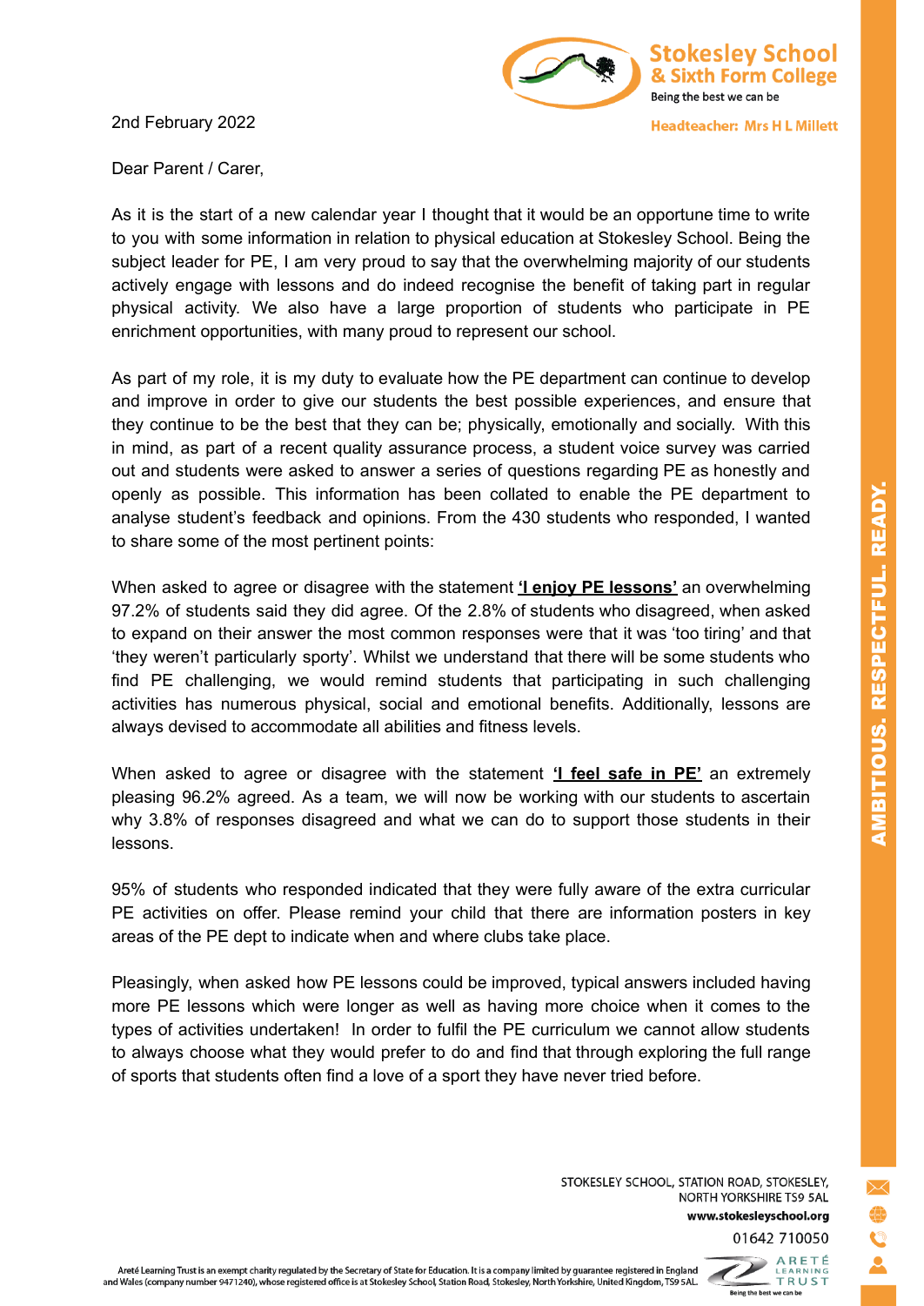Stokesley School & Sixth Form College
Being the best we can be

Headteacher: Mrs H L Millett

2nd February 2022

Dear Parent / Carer,

As it is the start of a new calendar year I thought that it would be an opportune time to write to you with some information in relation to physical education at Stokesley School. Being the subject leader for PE, I am very proud to say that the overwhelming majority of our students actively engage with lessons and do indeed recognise the benefit of taking part in regular physical activity. We also have a large proportion of students who participate in PE enrichment opportunities, with many proud to represent our school.

As part of my role, it is my duty to evaluate how the PE department can continue to develop and improve in order to give our students the best possible experiences, and ensure that they continue to be the best that they can be; physically, emotionally and socially. With this in mind, as part of a recent quality assurance process, a student voice survey was carried out and students were asked to answer a series of questions regarding PE as honestly and openly as possible. This information has been collated to enable the PE department to analyse student's feedback and opinions. From the 430 students who responded, I wanted to share some of the most pertinent points:

When asked to agree or disagree with the statement **'I enjoy PE lessons'** an overwhelming 97.2% of students said they did agree. Of the 2.8% of students who disagreed, when asked to expand on their answer the most common responses were that it was 'too tiring' and that 'they weren't particularly sporty'. Whilst we understand that there will be some students who find PE challenging, we would remind students that participating in such challenging activities has numerous physical, social and emotional benefits. Additionally, lessons are always devised to accommodate all abilities and fitness levels.

When asked to agree or disagree with the statement **'I feel safe in PE'** an extremely pleasing 96.2% agreed. As a team, we will now be working with our students to ascertain why 3.8% of responses disagreed and what we can do to support those students in their lessons.

95% of students who responded indicated that they were fully aware of the extra curricular PE activities on offer. Please remind your child that there are information posters in key areas of the PE dept to indicate when and where clubs take place.

Pleasingly, when asked how PE lessons could be improved, typical answers included having more PE lessons which were longer as well as having more choice when it comes to the types of activities undertaken! In order to fulfil the PE curriculum we cannot allow students to always choose what they would prefer to do and find that through exploring the full range of sports that students often find a love of a sport they have never tried before.

AMBITIOUS. RESPECTFUL. READY.

STOKESLEY SCHOOL, STATION ROAD, STOKESLEY, NORTH YORKSHIRE TS9 5AL
www.stokesleyschool.org
01642 710050

Areté Learning Trust is an exempt charity regulated by the Secretary of State for Education. It is a company limited by guarantee registered in England and Wales (company number 9471240), whose registered office is at Stokesley School, Station Road, Stokesley, North Yorkshire, United Kingdom, TS9 5AL.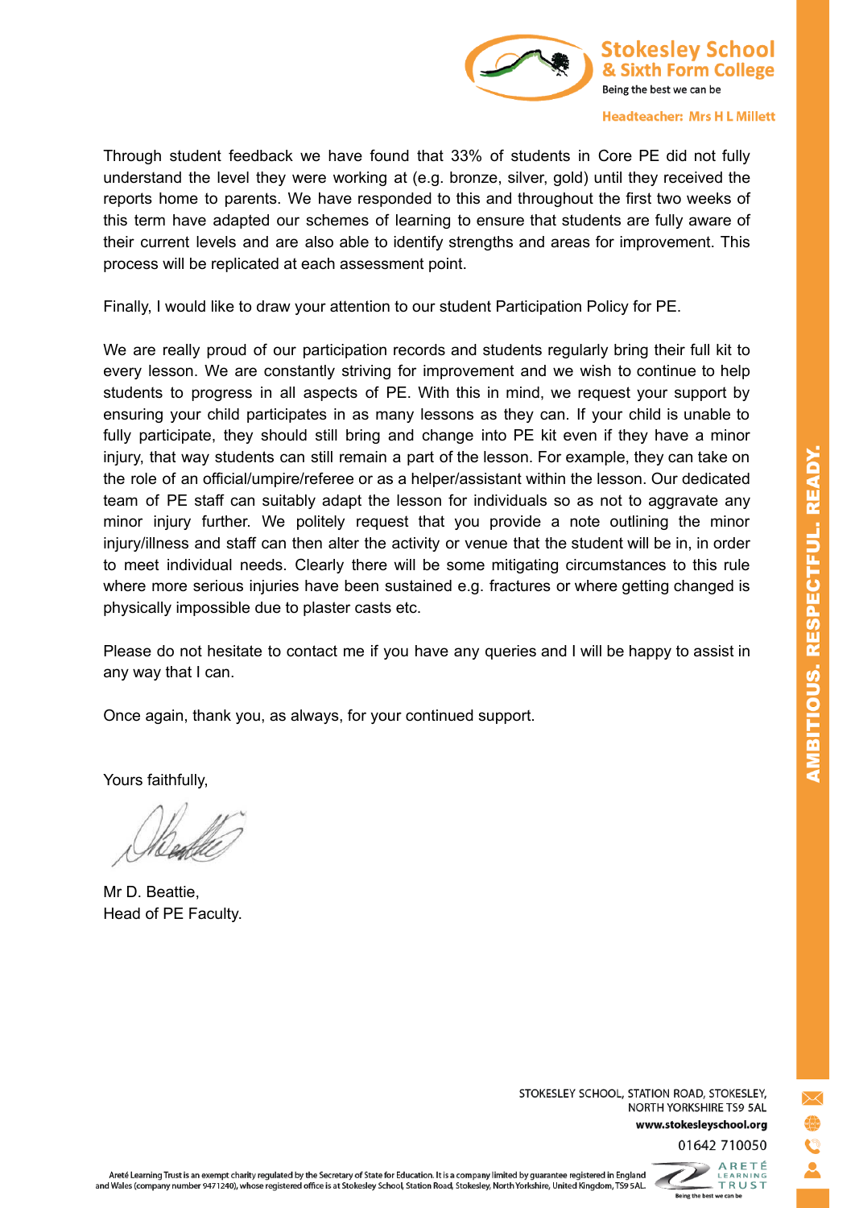Through student feedback we have found that 33% of students in Core PE did not fully understand the level they were working at (e.g. bronze, silver, gold) until they received the reports home to parents. We have responded to this and throughout the first two weeks of this term have adapted our schemes of learning to ensure that students are fully aware of their current levels and are also able to identify strengths and areas for improvement. This process will be replicated at each assessment point.

Finally, I would like to draw your attention to our student Participation Policy for PE.

We are really proud of our participation records and students regularly bring their full kit to every lesson. We are constantly striving for improvement and we wish to continue to help students to progress in all aspects of PE. With this in mind, we request your support by ensuring your child participates in as many lessons as they can. If your child is unable to fully participate, they should still bring and change into PE kit even if they have a minor injury, that way students can still remain a part of the lesson. For example, they can take on the role of an official/umpire/referee or as a helper/assistant within the lesson. Our dedicated team of PE staff can suitably adapt the lesson for individuals so as not to aggravate any minor injury further. We politely request that you provide a note outlining the minor injury/illness and staff can then alter the activity or venue that the student will be in, in order to meet individual needs. Clearly there will be some mitigating circumstances to this rule where more serious injuries have been sustained e.g. fractures or where getting changed is physically impossible due to plaster casts etc.

Please do not hesitate to contact me if you have any queries and I will be happy to assist in any way that I can.

Once again, thank you, as always, for your continued support.

Yours faithfully,

Mr D. Beattie,
Head of PE Faculty.